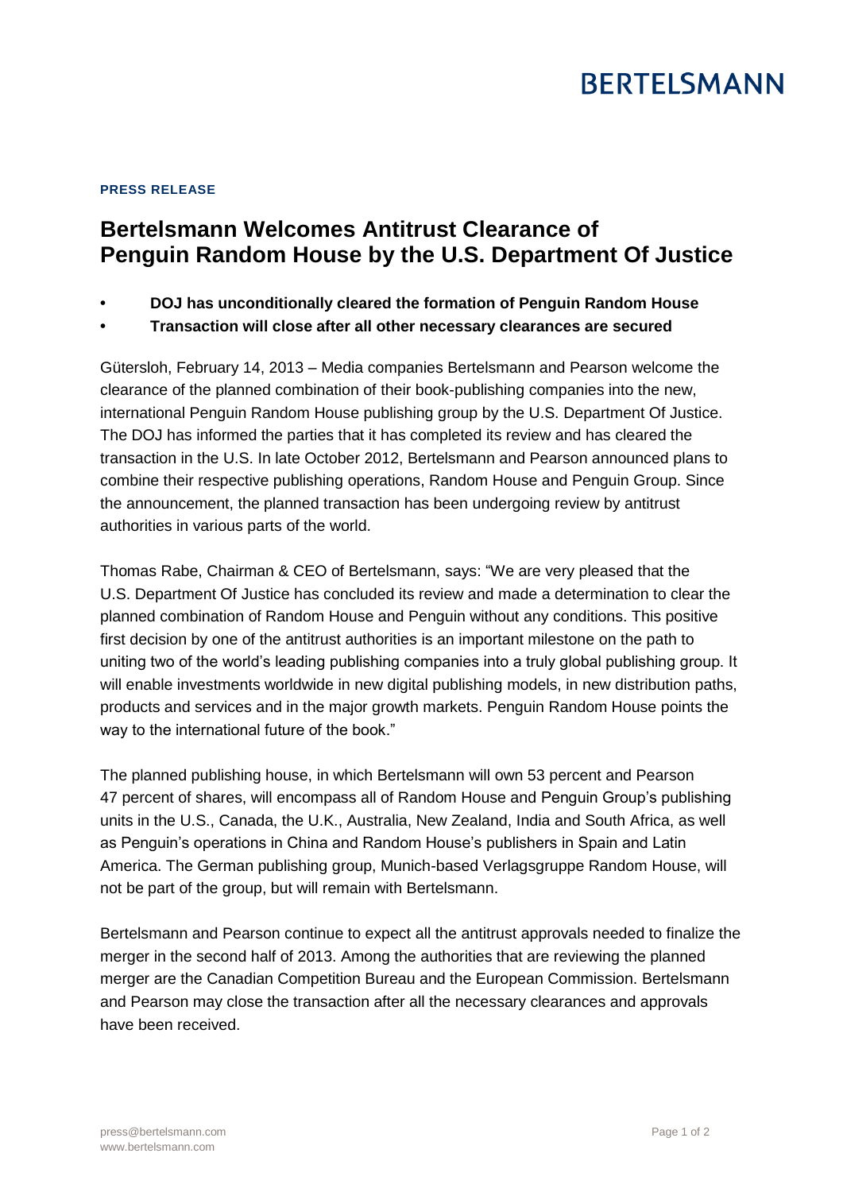**PRESS RELEASE**

# Bertelsmann Welcomes Antitrust Clearance of Penguin Random House by the U.S. Department Of Justice

- **DOJ has unconditionally cleared the formation of Penguin Random House**
- **Transaction will close after all other necessary clearances are secured**

Gütersloh, February 14, 2013 – Media companies Bertelsmann and Pearson welcome the clearance of the planned combination of their book-publishing companies into the new, international Penguin Random House publishing group by the U.S. Department Of Justice. The DOJ has informed the parties that it has completed its review and has cleared the transaction in the U.S. In late October 2012, Bertelsmann and Pearson announced plans to combine their respective publishing operations, Random House and Penguin Group. Since the announcement, the planned transaction has been undergoing review by antitrust authorities in various parts of the world.

Thomas Rabe, Chairman & CEO of Bertelsmann, says: "We are very pleased that the U.S. Department Of Justice has concluded its review and made a determination to clear the planned combination of Random House and Penguin without any conditions. This positive first decision by one of the antitrust authorities is an important milestone on the path to uniting two of the world's leading publishing companies into a truly global publishing group. It will enable investments worldwide in new digital publishing models, in new distribution paths, products and services and in the major growth markets. Penguin Random House points the way to the international future of the book."

The planned publishing house, in which Bertelsmann will own 53 percent and Pearson 47 percent of shares, will encompass all of Random House and Penguin Group's publishing units in the U.S., Canada, the U.K., Australia, New Zealand, India and South Africa, as well as Penguin's operations in China and Random House's publishers in Spain and Latin America. The German publishing group, Munich-based Verlagsgruppe Random House, will not be part of the group, but will remain with Bertelsmann.

Bertelsmann and Pearson continue to expect all the antitrust approvals needed to finalize the merger in the second half of 2013. Among the authorities that are reviewing the planned merger are the Canadian Competition Bureau and the European Commission. Bertelsmann and Pearson may close the transaction after all the necessary clearances and approvals have been received.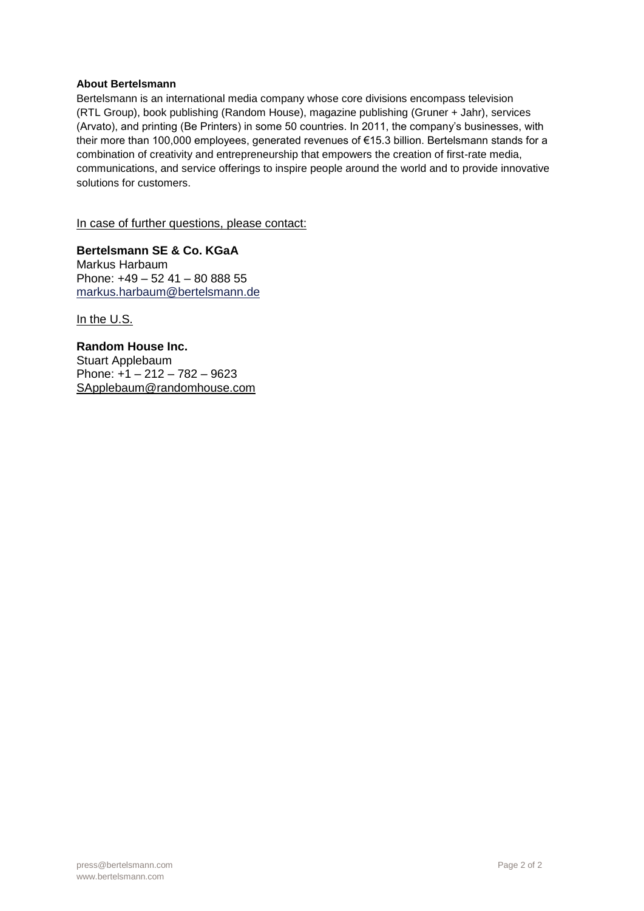**About Bertelsmann**

Bertelsmann is an international media company whose core divisions encompass television (RTL Group), book publishing (Random House), magazine publishing (Gruner + Jahr), services (Arvato), and printing (Be Printers) in some 50 countries. In 2011, the company's businesses, with their more than 100,000 employees, generated revenues of €15.3 billion. Bertelsmann stands for a combination of creativity and entrepreneurship that empowers the creation of first-rate media, communications, and service offerings to inspire people around the world and to provide innovative solutions for customers.

In case of further questions, please contact:

**Bertelsmann SE & Co. KGaA**
Markus Harbaum
Phone: +49 – 52 41 – 80 888 55
markus.harbaum@bertelsmann.de

In the U.S.

**Random House Inc.**
Stuart Applebaum
Phone: +1 – 212 – 782 – 9623
SApplebaum@randomhouse.com

press@bertelsmann.com
www.bertelsmann.com